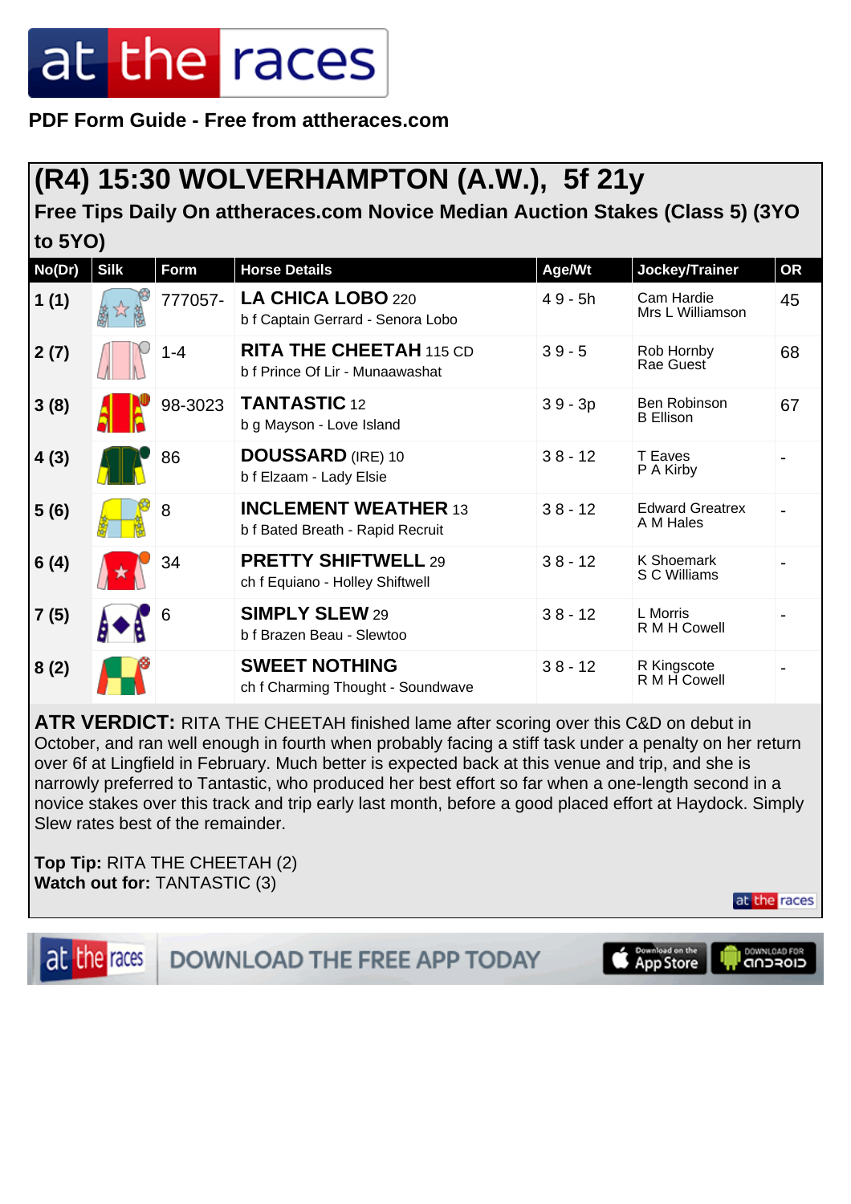PDF Form Guide - Free from attheraces.com

# (R4) 15:30 WOLVERHAMPTON (A.W.), 5f 21y

## Free Tips Daily On attheraces.com Novice Median Auction Stakes (Class 5) (3YO to 5YO)

| No(Dr) | Silk | Form | Horse Details | Age/Wt | Jockey/Trainer | OR |
|---|---|---|---|---|---|---|
| 1 (1) | | 777057- | **LA CHICA LOBO** 220<br>b f Captain Gerrard - Senora Lobo | 4 9 - 5h | Cam Hardie<br>Mrs L Williamson | 45 |
| 2 (7) | | 1-4 | **RITA THE CHEETAH** 115 CD<br>b f Prince Of Lir - Munaawashat | 3 9 - 5 | Rob Hornby<br>Rae Guest | 68 |
| 3 (8) | | 98-3023 | **TANTASTIC** 12<br>b g Mayson - Love Island | 3 9 - 3p | Ben Robinson<br>B Ellison | 67 |
| 4 (3) | | 86 | **DOUSSARD** (IRE) 10<br>b f Elzaam - Lady Elsie | 3 8 - 12 | T Eaves<br>P A Kirby | - |
| 5 (6) | | 8 | **INCLEMENT WEATHER** 13<br>b f Bated Breath - Rapid Recruit | 3 8 - 12 | Edward Greatrex<br>A M Hales | - |
| 6 (4) | | 34 | **PRETTY SHIFTWELL** 29<br>ch f Equiano - Holley Shiftwell | 3 8 - 12 | K Shoemark<br>S C Williams | - |
| 7 (5) | | 6 | **SIMPLY SLEW** 29<br>b f Brazen Beau - Slewtoo | 3 8 - 12 | L Morris<br>R M H Cowell | - |
| 8 (2) | | | **SWEET NOTHING**<br>ch f Charming Thought - Soundwave | 3 8 - 12 | R Kingscote<br>R M H Cowell | - |

**ATR VERDICT:** RITA THE CHEETAH finished lame after scoring over this C&D on debut in October, and ran well enough in fourth when probably facing a stiff task under a penalty on her return over 6f at Lingfield in February. Much better is expected back at this venue and trip, and she is narrowly preferred to Tantastic, who produced her best effort so far when a one-length second in a novice stakes over this track and trip early last month, before a good placed effort at Haydock. Simply Slew rates best of the remainder.

**Top Tip:** RITA THE CHEETAH (2)
**Watch out for:** TANTASTIC (3)

DOWNLOAD THE FREE APP TODAY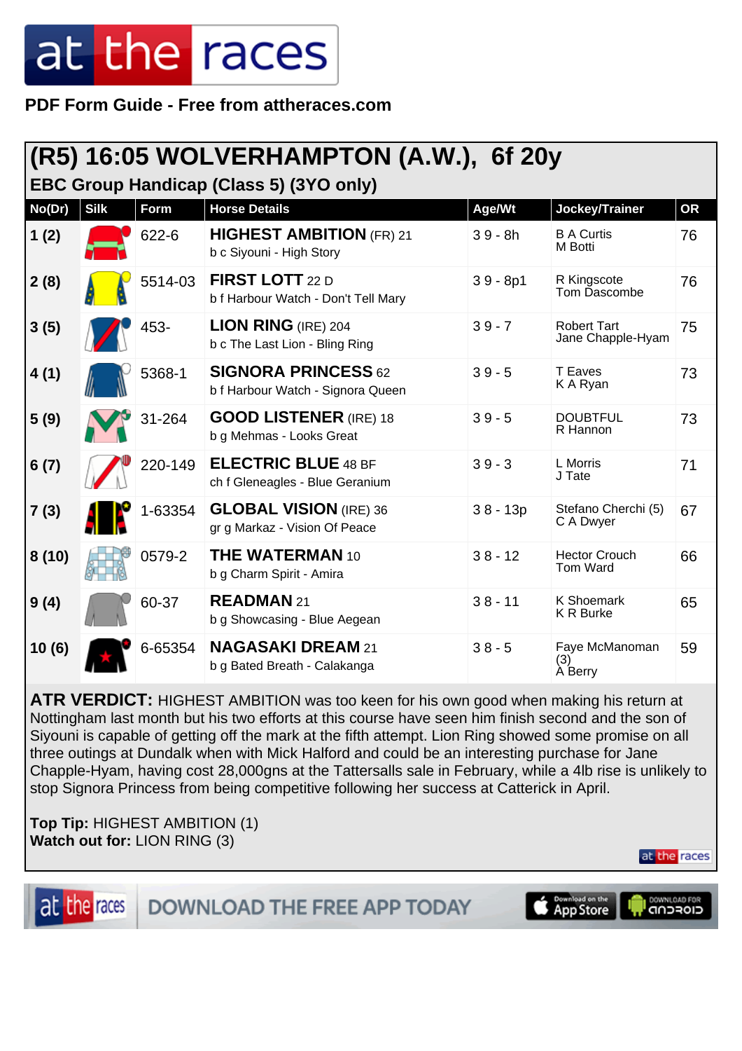**PDF Form Guide - Free from attheraces.com**

## (R5) 16:05 WOLVERHAMPTON (A.W.), 6f 20y

### EBC Group Handicap (Class 5) (3YO only)

| No(Dr) | Silk | Form | Horse Details | Age/Wt | Jockey/Trainer | OR |
|---|---|---|---|---|---|---|
| 1 (2) | | 622-6 | **HIGHEST AMBITION** (FR) 21<br>b c Siyouni - High Story | 3 9 - 8h | B A Curtis<br>M Botti | 76 |
| 2 (8) | | 5514-03 | **FIRST LOTT** 22 D<br>b f Harbour Watch - Don't Tell Mary | 3 9 - 8p1 | R Kingscote<br>Tom Dascombe | 76 |
| 3 (5) | | 453- | **LION RING** (IRE) 204<br>b c The Last Lion - Bling Ring | 3 9 - 7 | Robert Tart<br>Jane Chapple-Hyam | 75 |
| 4 (1) | | 5368-1 | **SIGNORA PRINCESS** 62<br>b f Harbour Watch - Signora Queen | 3 9 - 5 | T Eaves<br>K A Ryan | 73 |
| 5 (9) | | 31-264 | **GOOD LISTENER** (IRE) 18<br>b g Mehmas - Looks Great | 3 9 - 5 | DOUBTFUL<br>R Hannon | 73 |
| 6 (7) | | 220-149 | **ELECTRIC BLUE** 48 BF<br>ch f Gleneagles - Blue Geranium | 3 9 - 3 | L Morris<br>J Tate | 71 |
| 7 (3) | | 1-63354 | **GLOBAL VISION** (IRE) 36<br>gr g Markaz - Vision Of Peace | 3 8 - 13p | Stefano Cherchi (5)<br>C A Dwyer | 67 |
| 8 (10) | | 0579-2 | **THE WATERMAN** 10<br>b g Charm Spirit - Amira | 3 8 - 12 | Hector Crouch<br>Tom Ward | 66 |
| 9 (4) | | 60-37 | **READMAN** 21<br>b g Showcasing - Blue Aegean | 3 8 - 11 | K Shoemark<br>K R Burke | 65 |
| 10 (6) | | 6-65354 | **NAGASAKI DREAM** 21<br>b g Bated Breath - Calakanga | 3 8 - 5 | Faye McManoman (3)<br>A Berry | 59 |

**ATR VERDICT:** HIGHEST AMBITION was too keen for his own good when making his return at Nottingham last month but his two efforts at this course have seen him finish second and the son of Siyouni is capable of getting off the mark at the fifth attempt. Lion Ring showed some promise on all three outings at Dundalk when with Mick Halford and could be an interesting purchase for Jane Chapple-Hyam, having cost 28,000gns at the Tattersalls sale in February, while a 4lb rise is unlikely to stop Signora Princess from being competitive following her success at Catterick in April.

**Top Tip:** HIGHEST AMBITION (1)
**Watch out for:** LION RING (3)

DOWNLOAD THE FREE APP TODAY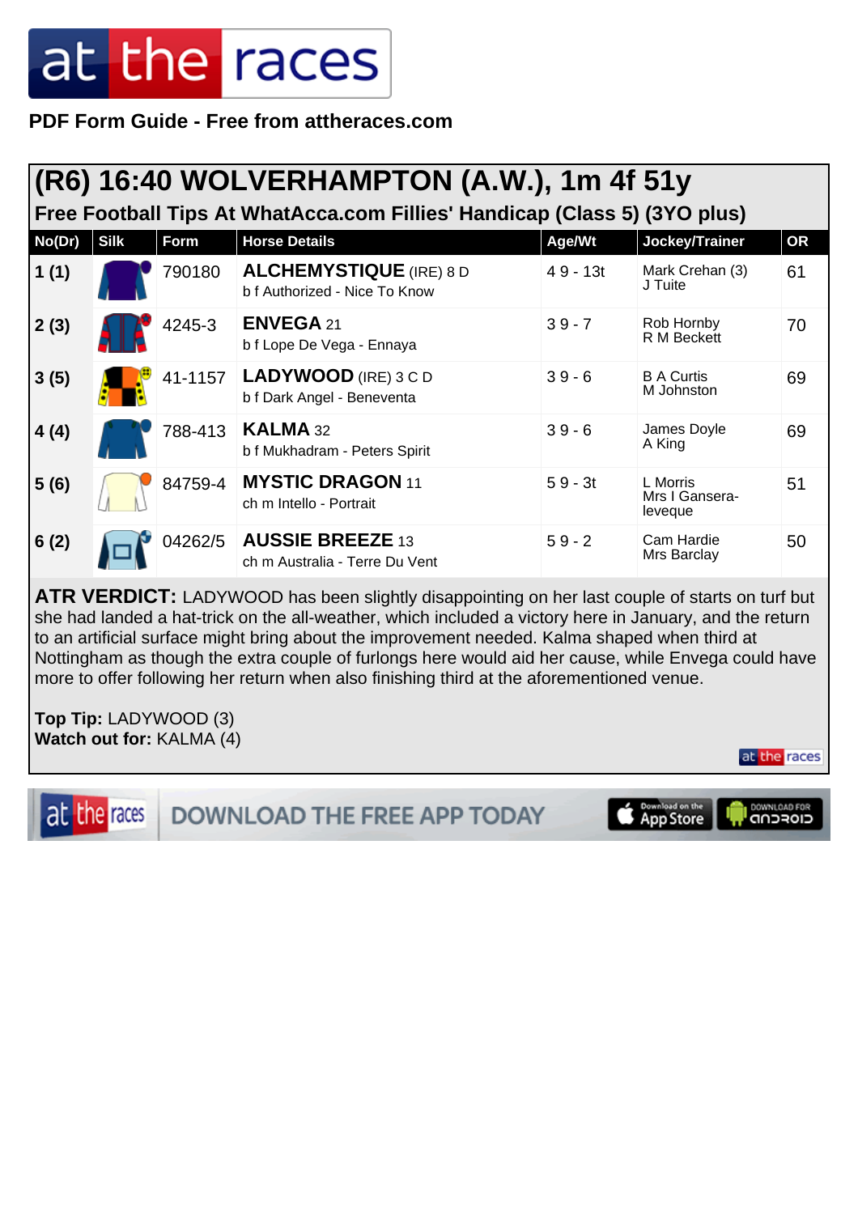PDF Form Guide - Free from attheraces.com

## (R6) 16:40 WOLVERHAMPTON (A.W.), 1m 4f 51y

### Free Football Tips At WhatAcca.com Fillies' Handicap (Class 5) (3YO plus)

| No(Dr) | Silk | Form | Horse Details | Age/Wt | Jockey/Trainer | OR |
|---|---|---|---|---|---|---|
| 1 (1) | | 790180 | **ALCHEMYSTIQUE** (IRE) 8 D<br>b f Authorized - Nice To Know | 4 9 - 13t | Mark Crehan (3)<br>J Tuite | 61 |
| 2 (3) | | 4245-3 | **ENVEGA** 21<br>b f Lope De Vega - Ennaya | 3 9 - 7 | Rob Hornby<br>R M Beckett | 70 |
| 3 (5) | | 41-1157 | **LADYWOOD** (IRE) 3 C D<br>b f Dark Angel - Beneventa | 3 9 - 6 | B A Curtis<br>M Johnston | 69 |
| 4 (4) | | 788-413 | **KALMA** 32<br>b f Mukhadram - Peters Spirit | 3 9 - 6 | James Doyle<br>A King | 69 |
| 5 (6) | | 84759-4 | **MYSTIC DRAGON** 11<br>ch m Intello - Portrait | 5 9 - 3t | L Morris<br>Mrs I Gansera-leveque | 51 |
| 6 (2) | | 04262/5 | **AUSSIE BREEZE** 13<br>ch m Australia - Terre Du Vent | 5 9 - 2 | Cam Hardie<br>Mrs Barclay | 50 |

**ATR VERDICT:** LADYWOOD has been slightly disappointing on her last couple of starts on turf but she had landed a hat-trick on the all-weather, which included a victory here in January, and the return to an artificial surface might bring about the improvement needed. Kalma shaped when third at Nottingham as though the extra couple of furlongs here would aid her cause, while Envega could have more to offer following her return when also finishing third at the aforementioned venue.

**Top Tip:** LADYWOOD (3)
**Watch out for:** KALMA (4)

DOWNLOAD THE FREE APP TODAY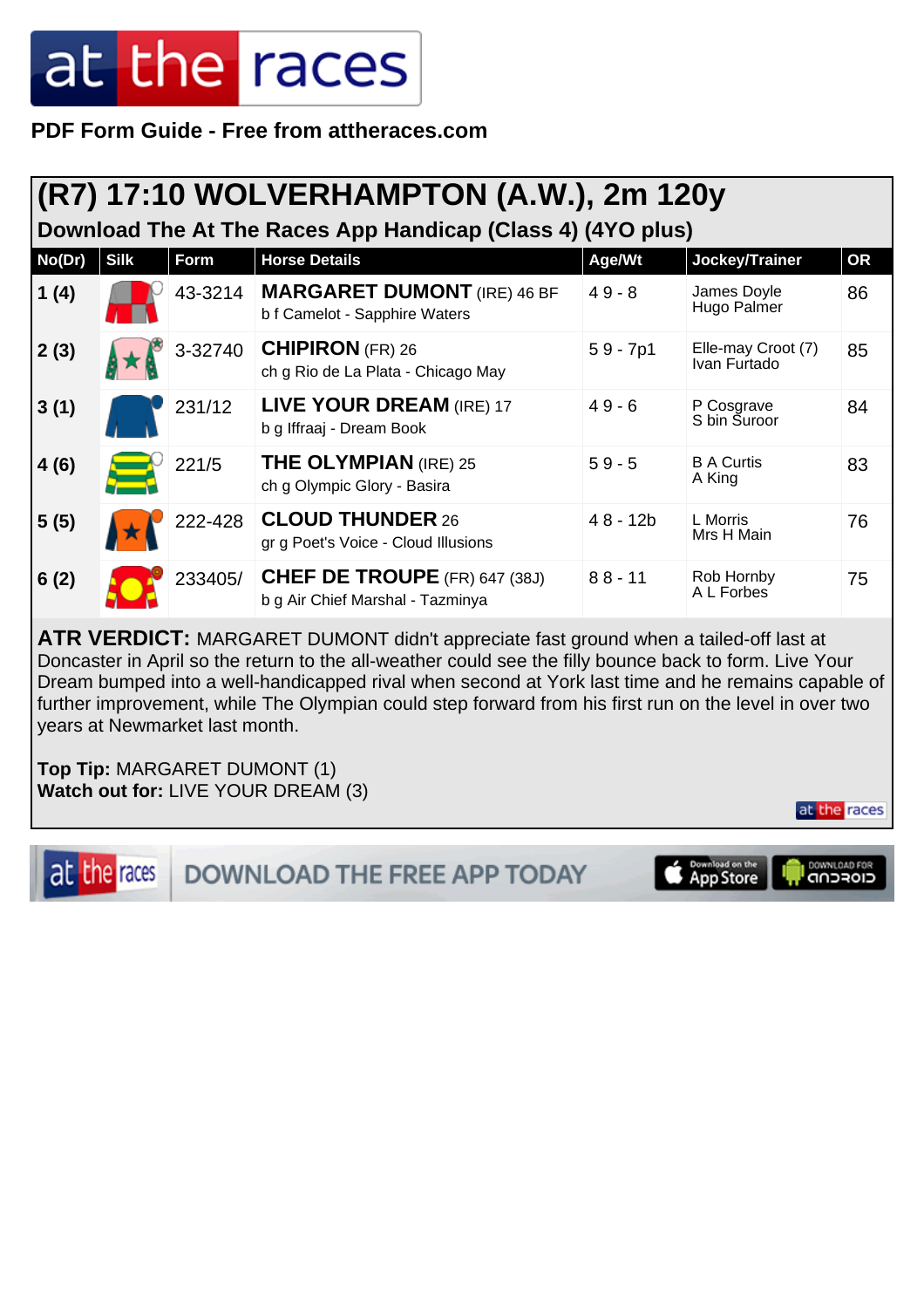PDF Form Guide - Free from attheraces.com

## (R7) 17:10 WOLVERHAMPTON (A.W.), 2m 120y

### Download The At The Races App Handicap (Class 4) (4YO plus)

| No(Dr) | Silk | Form | Horse Details | Age/Wt | Jockey/Trainer | OR |
|---|---|---|---|---|---|---|
| 1 (4) | | 43-3214 | **MARGARET DUMONT** (IRE) 46 BF<br>b f Camelot - Sapphire Waters | 4 9 - 8 | James Doyle<br>Hugo Palmer | 86 |
| 2 (3) | | 3-32740 | **CHIPIRON** (FR) 26<br>ch g Rio de La Plata - Chicago May | 5 9 - 7p1 | Elle-may Croot (7)<br>Ivan Furtado | 85 |
| 3 (1) | | 231/12 | **LIVE YOUR DREAM** (IRE) 17<br>b g Iffraaj - Dream Book | 4 9 - 6 | P Cosgrave<br>S bin Suroor | 84 |
| 4 (6) | | 221/5 | **THE OLYMPIAN** (IRE) 25<br>ch g Olympic Glory - Basira | 5 9 - 5 | B A Curtis<br>A King | 83 |
| 5 (5) | | 222-428 | **CLOUD THUNDER** 26<br>gr g Poet's Voice - Cloud Illusions | 4 8 - 12b | L Morris<br>Mrs H Main | 76 |
| 6 (2) | | 233405/ | **CHEF DE TROUPE** (FR) 647 (38J)<br>b g Air Chief Marshal - Tazminya | 8 8 - 11 | Rob Hornby<br>A L Forbes | 75 |

**ATR VERDICT:** MARGARET DUMONT didn't appreciate fast ground when a tailed-off last at Doncaster in April so the return to the all-weather could see the filly bounce back to form. Live Your Dream bumped into a well-handicapped rival when second at York last time and he remains capable of further improvement, while The Olympian could step forward from his first run on the level in over two years at Newmarket last month.

**Top Tip:** MARGARET DUMONT (1)
**Watch out for:** LIVE YOUR DREAM (3)

DOWNLOAD THE FREE APP TODAY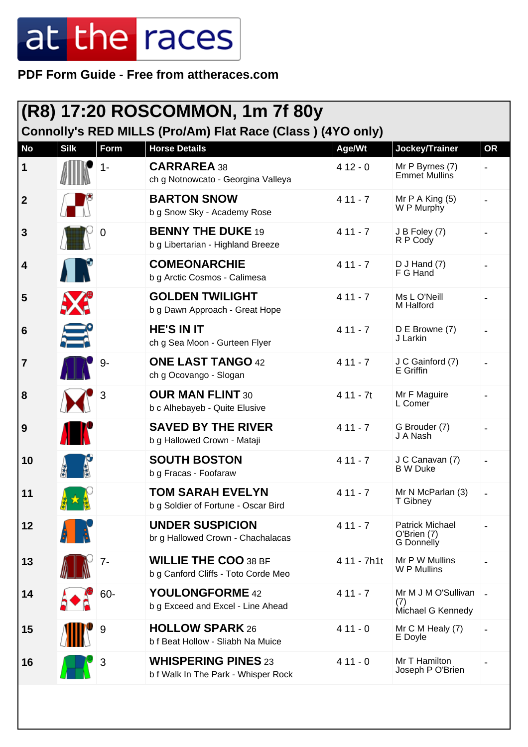# at the races

**PDF Form Guide - Free from attheraces.com**

## (R8) 17:20 ROSCOMMON, 1m 7f 80y

### Connolly's RED MILLS (Pro/Am) Flat Race (Class ) (4YO only)

| No | Silk | Form | Horse Details | Age/Wt | Jockey/Trainer | OR |
|---|---|---|---|---|---|---|
| 1 | | 1- | **CARRAREA** 38<br>ch g Notnowcato - Georgina Valleya | 4 12 - 0 | Mr P Byrnes (7)<br>Emmet Mullins | - |
| 2 | | | **BARTON SNOW**<br>b g Snow Sky - Academy Rose | 4 11 - 7 | Mr P A King (5)<br>W P Murphy | - |
| 3 | | 0 | **BENNY THE DUKE** 19<br>b g Libertarian - Highland Breeze | 4 11 - 7 | J B Foley (7)<br>R P Cody | - |
| 4 | | | **COMEONARCHIE**<br>b g Arctic Cosmos - Calimesa | 4 11 - 7 | D J Hand (7)<br>F G Hand | - |
| 5 | | | **GOLDEN TWILIGHT**<br>b g Dawn Approach - Great Hope | 4 11 - 7 | Ms L O'Neill<br>M Halford | - |
| 6 | | | **HE'S IN IT**<br>ch g Sea Moon - Gurteen Flyer | 4 11 - 7 | D E Browne (7)<br>J Larkin | - |
| 7 | | 9- | **ONE LAST TANGO** 42<br>ch g Ocovango - Slogan | 4 11 - 7 | J C Gainford (7)<br>E Griffin | - |
| 8 | | 3 | **OUR MAN FLINT** 30<br>b c Alhebayeb - Quite Elusive | 4 11 - 7t | Mr F Maguire<br>L Comer | - |
| 9 | | | **SAVED BY THE RIVER**<br>b g Hallowed Crown - Mataji | 4 11 - 7 | G Brouder (7)<br>J A Nash | - |
| 10 | | | **SOUTH BOSTON**<br>b g Fracas - Foofaraw | 4 11 - 7 | J C Canavan (7)<br>B W Duke | - |
| 11 | | | **TOM SARAH EVELYN**<br>b g Soldier of Fortune - Oscar Bird | 4 11 - 7 | Mr N McParlan (3)<br>T Gibney | - |
| 12 | | | **UNDER SUSPICION**<br>br g Hallowed Crown - Chachalacas | 4 11 - 7 | Patrick Michael O'Brien (7)<br>G Donnelly | - |
| 13 | | 7- | **WILLIE THE COO** 38 BF<br>b g Canford Cliffs - Toto Corde Meo | 4 11 - 7h1t | Mr P W Mullins<br>W P Mullins | - |
| 14 | | 60- | **YOULONGFORME** 42<br>b g Exceed and Excel - Line Ahead | 4 11 - 7 | Mr M J M O'Sullivan (7)<br>Michael G Kennedy | - |
| 15 | | 9 | **HOLLOW SPARK** 26<br>b f Beat Hollow - Sliabh Na Muice | 4 11 - 0 | Mr C M Healy (7)<br>E Doyle | - |
| 16 | | 3 | **WHISPERING PINES** 23<br>b f Walk In The Park - Whisper Rock | 4 11 - 0 | Mr T Hamilton<br>Joseph P O'Brien | - |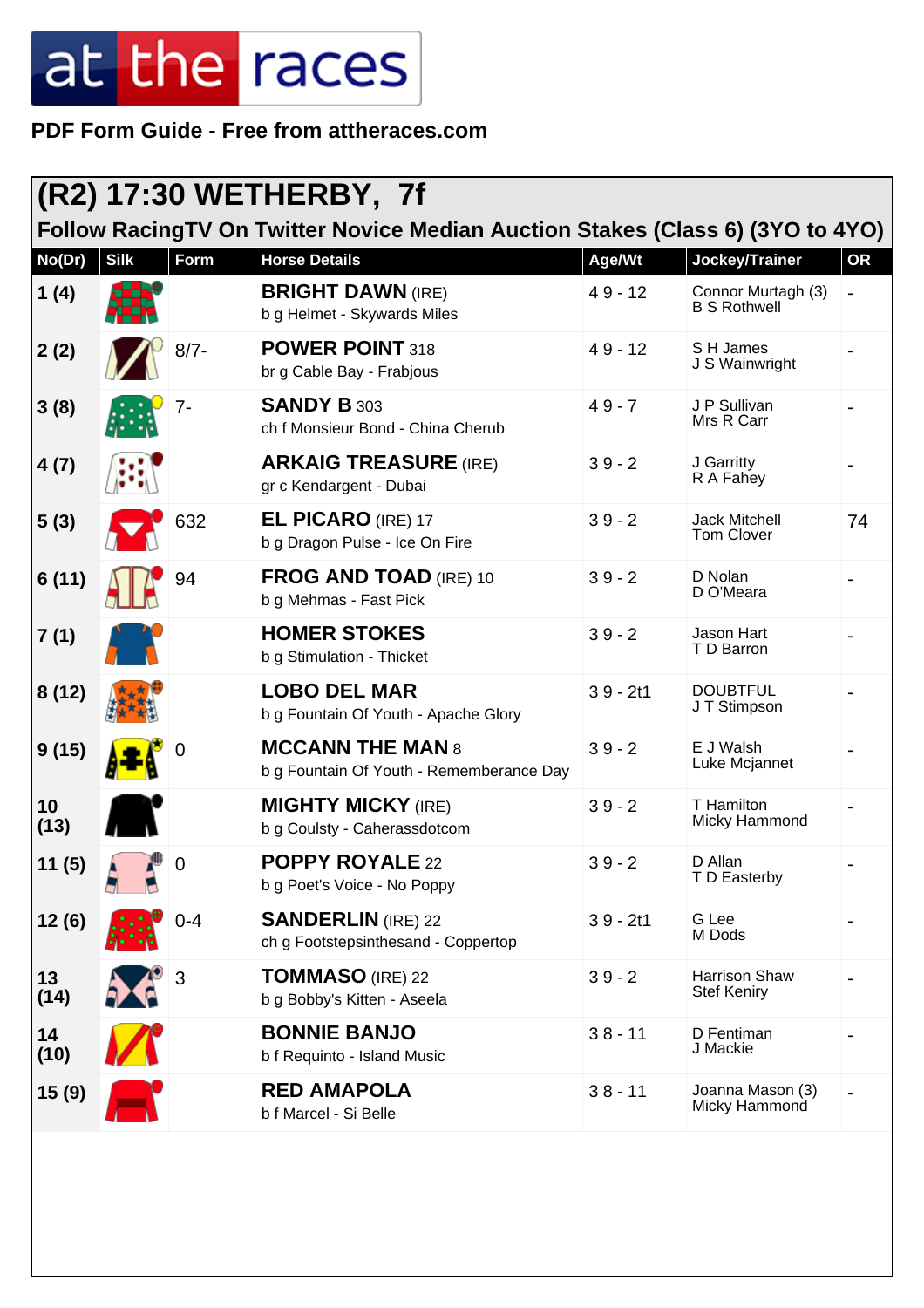at the races

**PDF Form Guide - Free from attheraces.com**

# (R2) 17:30 WETHERBY, 7f

## Follow RacingTV On Twitter Novice Median Auction Stakes (Class 6) (3YO to 4YO)

| No(Dr) | Silk | Form | Horse Details | Age/Wt | Jockey/Trainer | OR |
|---|---|---|---|---|---|---|
| 1 (4) | | | **BRIGHT DAWN** (IRE)<br>b g Helmet - Skywards Miles | 4 9 - 12 | Connor Murtagh (3)<br>B S Rothwell | - |
| 2 (2) | | 8/7- | **POWER POINT** 318<br>br g Cable Bay - Frabjous | 4 9 - 12 | S H James<br>J S Wainwright | - |
| 3 (8) | | 7- | **SANDY B** 303<br>ch f Monsieur Bond - China Cherub | 4 9 - 7 | J P Sullivan<br>Mrs R Carr | - |
| 4 (7) | | | **ARKAIG TREASURE** (IRE)<br>gr c Kendargent - Dubai | 3 9 - 2 | J Garritty<br>R A Fahey | - |
| 5 (3) | | 632 | **EL PICARO** (IRE) 17<br>b g Dragon Pulse - Ice On Fire | 3 9 - 2 | Jack Mitchell<br>Tom Clover | 74 |
| 6 (11) | | 94 | **FROG AND TOAD** (IRE) 10<br>b g Mehmas - Fast Pick | 3 9 - 2 | D Nolan<br>D O'Meara | - |
| 7 (1) | | | **HOMER STOKES**<br>b g Stimulation - Thicket | 3 9 - 2 | Jason Hart<br>T D Barron | - |
| 8 (12) | | | **LOBO DEL MAR**<br>b g Fountain Of Youth - Apache Glory | 3 9 - 2t1 | DOUBTFUL<br>J T Stimpson | - |
| 9 (15) | | 0 | **MCCANN THE MAN** 8<br>b g Fountain Of Youth - Rememberance Day | 3 9 - 2 | E J Walsh<br>Luke Mcjannet | - |
| 10 (13) | | | **MIGHTY MICKY** (IRE)<br>b g Coulsty - Caherassdotcom | 3 9 - 2 | T Hamilton<br>Micky Hammond | - |
| 11 (5) | | 0 | **POPPY ROYALE** 22<br>b g Poet's Voice - No Poppy | 3 9 - 2 | D Allan<br>T D Easterby | - |
| 12 (6) | | 0-4 | **SANDERLIN** (IRE) 22<br>ch g Footstepsinthesand - Coppertop | 3 9 - 2t1 | G Lee<br>M Dods | - |
| 13 (14) | | 3 | **TOMMASO** (IRE) 22<br>b g Bobby's Kitten - Aseela | 3 9 - 2 | Harrison Shaw<br>Stef Keniry | - |
| 14 (10) | | | **BONNIE BANJO**<br>b f Requinto - Island Music | 3 8 - 11 | D Fentiman<br>J Mackie | - |
| 15 (9) | | | **RED AMAPOLA**<br>b f Marcel - Si Belle | 3 8 - 11 | Joanna Mason (3)<br>Micky Hammond | - |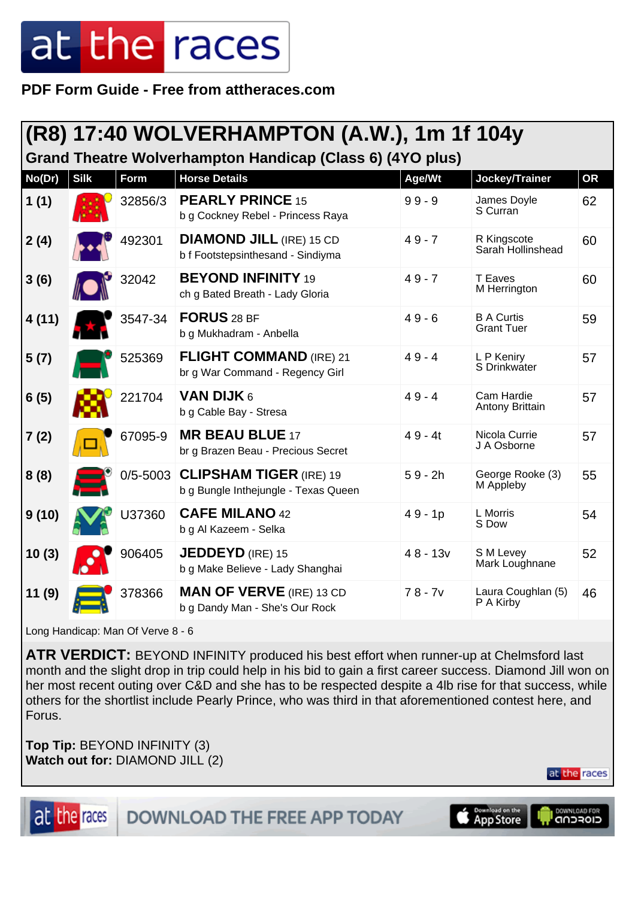PDF Form Guide - Free from attheraces.com

## (R8) 17:40 WOLVERHAMPTON (A.W.), 1m 1f 104y

### Grand Theatre Wolverhampton Handicap (Class 6) (4YO plus)

| No(Dr) | Silk | Form | Horse Details | Age/Wt | Jockey/Trainer | OR |
|---|---|---|---|---|---|---|
| 1 (1) | | 32856/3 | **PEARLY PRINCE** 15<br>b g Cockney Rebel - Princess Raya | 9 9 - 9 | James Doyle<br>S Curran | 62 |
| 2 (4) | | 492301 | **DIAMOND JILL** (IRE) 15 CD<br>b f Footstepsinthesand - Sindiyma | 4 9 - 7 | R Kingscote<br>Sarah Hollinshead | 60 |
| 3 (6) | | 32042 | **BEYOND INFINITY** 19<br>ch g Bated Breath - Lady Gloria | 4 9 - 7 | T Eaves<br>M Herrington | 60 |
| 4 (11) | | 3547-34 | **FORUS** 28 BF<br>b g Mukhadram - Anbella | 4 9 - 6 | B A Curtis<br>Grant Tuer | 59 |
| 5 (7) | | 525369 | **FLIGHT COMMAND** (IRE) 21<br>br g War Command - Regency Girl | 4 9 - 4 | L P Keniry<br>S Drinkwater | 57 |
| 6 (5) | | 221704 | **VAN DIJK** 6<br>b g Cable Bay - Stresa | 4 9 - 4 | Cam Hardie<br>Antony Brittain | 57 |
| 7 (2) | | 67095-9 | **MR BEAU BLUE** 17<br>br g Brazen Beau - Precious Secret | 4 9 - 4t | Nicola Currie<br>J A Osborne | 57 |
| 8 (8) | | 0/5-5003 | **CLIPSHAM TIGER** (IRE) 19<br>b g Bungle Inthejungle - Texas Queen | 5 9 - 2h | George Rooke (3)<br>M Appleby | 55 |
| 9 (10) | | U37360 | **CAFE MILANO** 42<br>b g Al Kazeem - Selka | 4 9 - 1p | L Morris<br>S Dow | 54 |
| 10 (3) | | 906405 | **JEDDEYD** (IRE) 15<br>b g Make Believe - Lady Shanghai | 4 8 - 13v | S M Levey<br>Mark Loughnane | 52 |
| 11 (9) | | 378366 | **MAN OF VERVE** (IRE) 13 CD<br>b g Dandy Man - She's Our Rock | 7 8 - 7v | Laura Coughlan (5)<br>P A Kirby | 46 |

Long Handicap: Man Of Verve 8 - 6

**ATR VERDICT:** BEYOND INFINITY produced his best effort when runner-up at Chelmsford last month and the slight drop in trip could help in his bid to gain a first career success. Diamond Jill won on her most recent outing over C&D and she has to be respected despite a 4lb rise for that success, while others for the shortlist include Pearly Prince, who was third in that aforementioned contest here, and Forus.

**Top Tip:** BEYOND INFINITY (3)
**Watch out for:** DIAMOND JILL (2)

DOWNLOAD THE FREE APP TODAY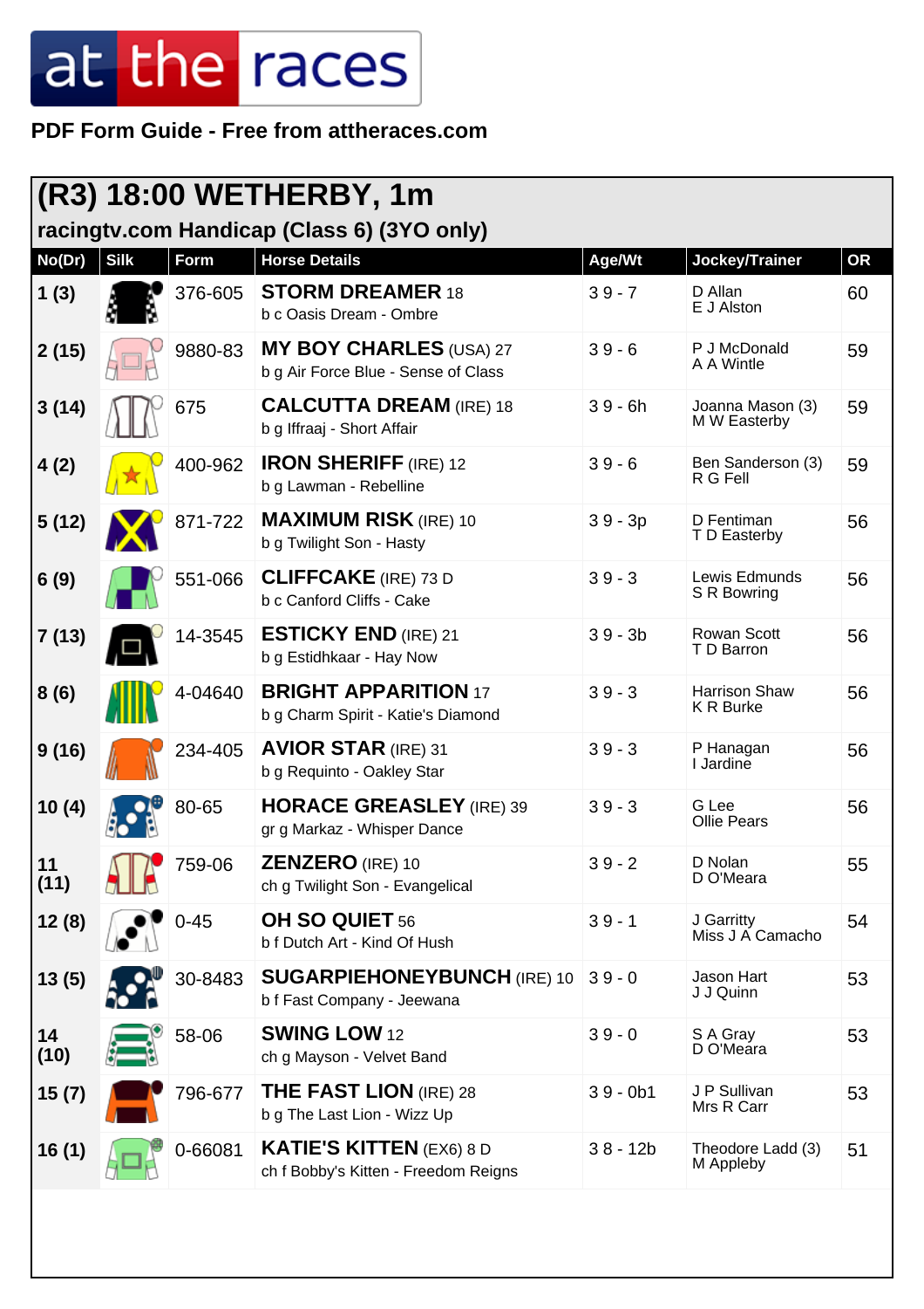**PDF Form Guide - Free from attheraces.com**

# (R3) 18:00 WETHERBY, 1m

## racingtv.com Handicap (Class 6) (3YO only)

| No(Dr) | Silk | Form | Horse Details | Age/Wt | Jockey/Trainer | OR |
|---|---|---|---|---|---|---|
| 1 (3) | | 376-605 | **STORM DREAMER** 18<br>b c Oasis Dream - Ombre | 3 9 - 7 | D Allan<br>E J Alston | 60 |
| 2 (15) | | 9880-83 | **MY BOY CHARLES** (USA) 27<br>b g Air Force Blue - Sense of Class | 3 9 - 6 | P J McDonald<br>A A Wintle | 59 |
| 3 (14) | | 675 | **CALCUTTA DREAM** (IRE) 18<br>b g Iffraaj - Short Affair | 3 9 - 6h | Joanna Mason (3)<br>M W Easterby | 59 |
| 4 (2) | | 400-962 | **IRON SHERIFF** (IRE) 12<br>b g Lawman - Rebelline | 3 9 - 6 | Ben Sanderson (3)<br>R G Fell | 59 |
| 5 (12) | | 871-722 | **MAXIMUM RISK** (IRE) 10<br>b g Twilight Son - Hasty | 3 9 - 3p | D Fentiman<br>T D Easterby | 56 |
| 6 (9) | | 551-066 | **CLIFFCAKE** (IRE) 73 D<br>b c Canford Cliffs - Cake | 3 9 - 3 | Lewis Edmunds<br>S R Bowring | 56 |
| 7 (13) | | 14-3545 | **ESTICKY END** (IRE) 21<br>b g Estidhkaar - Hay Now | 3 9 - 3b | Rowan Scott<br>T D Barron | 56 |
| 8 (6) | | 4-04640 | **BRIGHT APPARITION** 17<br>b g Charm Spirit - Katie's Diamond | 3 9 - 3 | Harrison Shaw<br>K R Burke | 56 |
| 9 (16) | | 234-405 | **AVIOR STAR** (IRE) 31<br>b g Requinto - Oakley Star | 3 9 - 3 | P Hanagan<br>I Jardine | 56 |
| 10 (4) | | 80-65 | **HORACE GREASLEY** (IRE) 39<br>gr g Markaz - Whisper Dance | 3 9 - 3 | G Lee<br>Ollie Pears | 56 |
| 11 (11) | | 759-06 | **ZENZERO** (IRE) 10<br>ch g Twilight Son - Evangelical | 3 9 - 2 | D Nolan<br>D O'Meara | 55 |
| 12 (8) | | 0-45 | **OH SO QUIET** 56<br>b f Dutch Art - Kind Of Hush | 3 9 - 1 | J Garritty<br>Miss J A Camacho | 54 |
| 13 (5) | | 30-8483 | **SUGARPIEHONEYBUNCH** (IRE) 10<br>b f Fast Company - Jeewana | 3 9 - 0 | Jason Hart<br>J J Quinn | 53 |
| 14 (10) | | 58-06 | **SWING LOW** 12<br>ch g Mayson - Velvet Band | 3 9 - 0 | S A Gray<br>D O'Meara | 53 |
| 15 (7) | | 796-677 | **THE FAST LION** (IRE) 28<br>b g The Last Lion - Wizz Up | 3 9 - 0b1 | J P Sullivan<br>Mrs R Carr | 53 |
| 16 (1) | | 0-66081 | **KATIE'S KITTEN** (EX6) 8 D<br>ch f Bobby's Kitten - Freedom Reigns | 3 8 - 12b | Theodore Ladd (3)<br>M Appleby | 51 |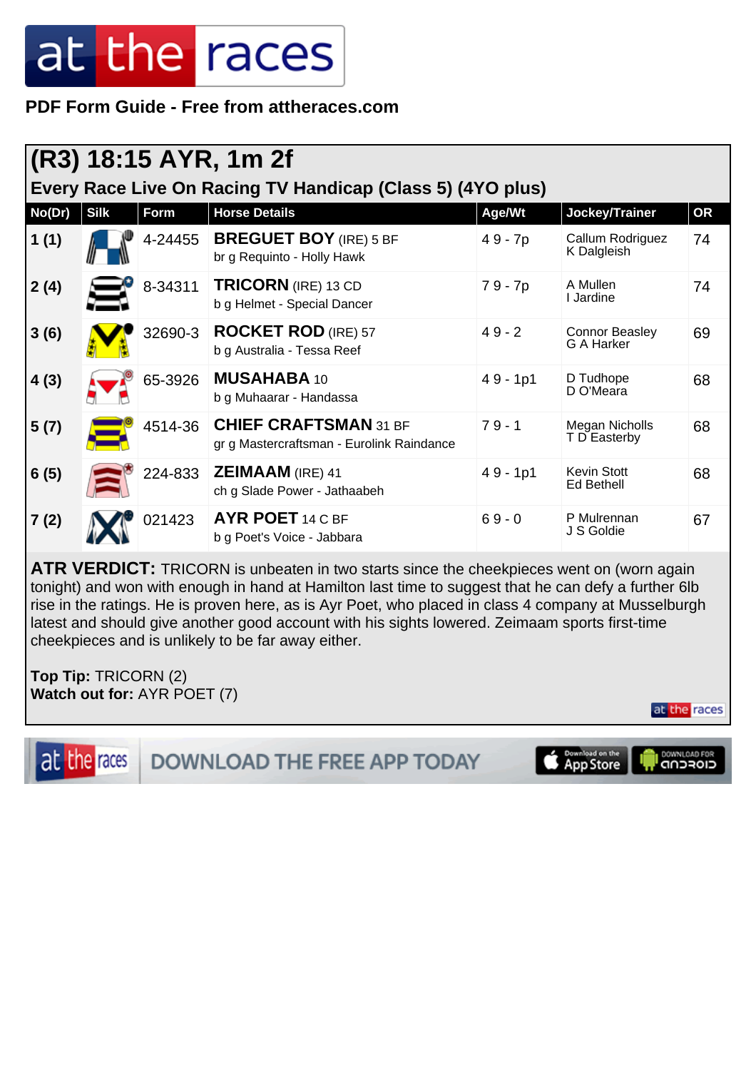PDF Form Guide - Free from attheraces.com

## (R3) 18:15 AYR, 1m 2f

### Every Race Live On Racing TV Handicap (Class 5) (4YO plus)

| No(Dr) | Silk | Form | Horse Details | Age/Wt | Jockey/Trainer | OR |
|---|---|---|---|---|---|---|
| 1 (1) | | 4-24455 | **BREGUET BOY** (IRE) 5 BF<br>br g Requinto - Holly Hawk | 4 9 - 7p | Callum Rodriguez<br>K Dalgleish | 74 |
| 2 (4) | | 8-34311 | **TRICORN** (IRE) 13 CD<br>b g Helmet - Special Dancer | 7 9 - 7p | A Mullen<br>I Jardine | 74 |
| 3 (6) | | 32690-3 | **ROCKET ROD** (IRE) 57<br>b g Australia - Tessa Reef | 4 9 - 2 | Connor Beasley<br>G A Harker | 69 |
| 4 (3) | | 65-3926 | **MUSAHABA** 10<br>b g Muhaarar - Handassa | 4 9 - 1p1 | D Tudhope<br>D O'Meara | 68 |
| 5 (7) | | 4514-36 | **CHIEF CRAFTSMAN** 31 BF<br>gr g Mastercraftsman - Eurolink Raindance | 7 9 - 1 | Megan Nicholls<br>T D Easterby | 68 |
| 6 (5) | | 224-833 | **ZEIMAAM** (IRE) 41<br>ch g Slade Power - Jathaabeh | 4 9 - 1p1 | Kevin Stott<br>Ed Bethell | 68 |
| 7 (2) | | 021423 | **AYR POET** 14 C BF<br>b g Poet's Voice - Jabbara | 6 9 - 0 | P Mulrennan<br>J S Goldie | 67 |

**ATR VERDICT:** TRICORN is unbeaten in two starts since the cheekpieces went on (worn again tonight) and won with enough in hand at Hamilton last time to suggest that he can defy a further 6lb rise in the ratings. He is proven here, as is Ayr Poet, who placed in class 4 company at Musselburgh latest and should give another good account with his sights lowered. Zeimaam sports first-time cheekpieces and is unlikely to be far away either.

**Top Tip:** TRICORN (2)
**Watch out for:** AYR POET (7)

DOWNLOAD THE FREE APP TODAY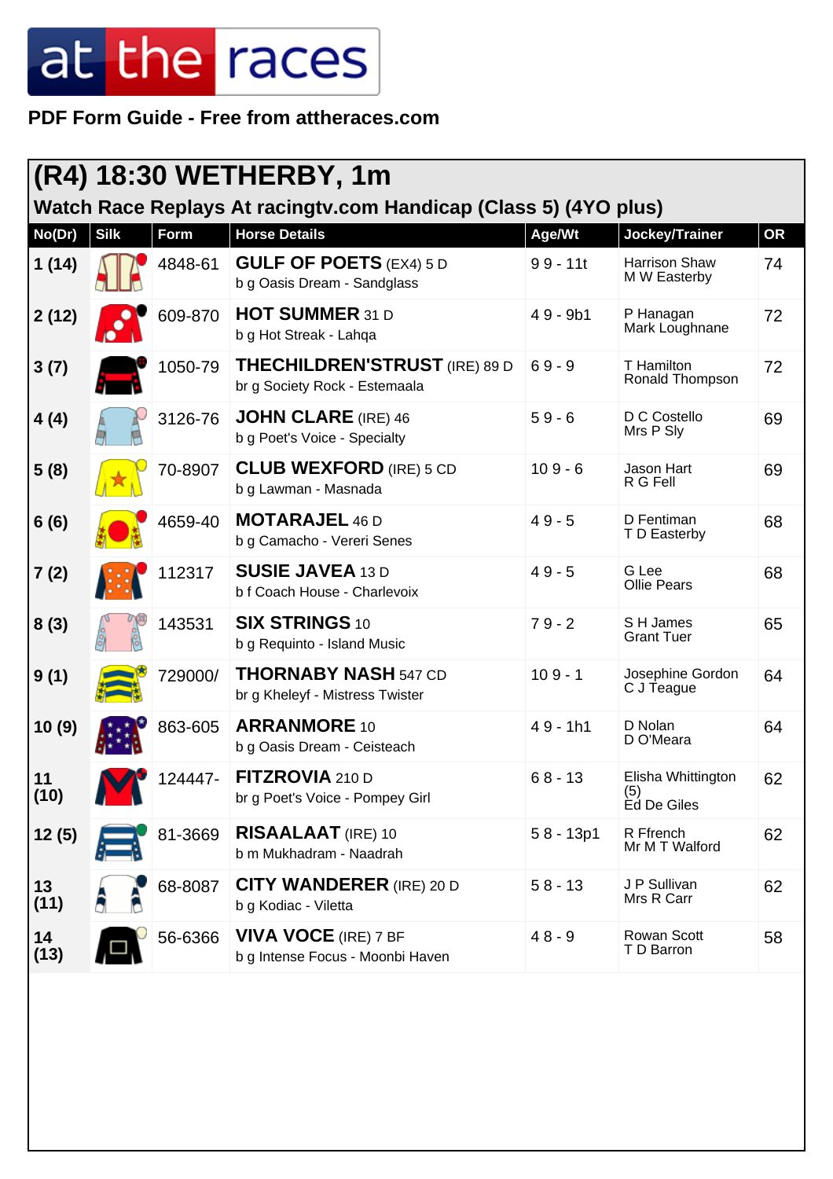at the races

**PDF Form Guide - Free from attheraces.com**

## (R4) 18:30 WETHERBY, 1m

### Watch Race Replays At racingtv.com Handicap (Class 5) (4YO plus)

| No(Dr) | Silk | Form | Horse Details | Age/Wt | Jockey/Trainer | OR |
|---|---|---|---|---|---|---|
| 1 (14) | | 4848-61 | **GULF OF POETS** (EX4) 5 D<br>b g Oasis Dream - Sandglass | 9 9 - 11t | Harrison Shaw<br>M W Easterby | 74 |
| 2 (12) | | 609-870 | **HOT SUMMER** 31 D<br>b g Hot Streak - Lahqa | 4 9 - 9b1 | P Hanagan<br>Mark Loughnane | 72 |
| 3 (7) | | 1050-79 | **THECHILDREN'STRUST** (IRE) 89 D<br>br g Society Rock - Estemaala | 6 9 - 9 | T Hamilton<br>Ronald Thompson | 72 |
| 4 (4) | | 3126-76 | **JOHN CLARE** (IRE) 46<br>b g Poet's Voice - Specialty | 5 9 - 6 | D C Costello<br>Mrs P Sly | 69 |
| 5 (8) | | 70-8907 | **CLUB WEXFORD** (IRE) 5 CD<br>b g Lawman - Masnada | 10 9 - 6 | Jason Hart<br>R G Fell | 69 |
| 6 (6) | | 4659-40 | **MOTARAJEL** 46 D<br>b g Camacho - Vereri Senes | 4 9 - 5 | D Fentiman<br>T D Easterby | 68 |
| 7 (2) | | 112317 | **SUSIE JAVEA** 13 D<br>b f Coach House - Charlevoix | 4 9 - 5 | G Lee<br>Ollie Pears | 68 |
| 8 (3) | | 143531 | **SIX STRINGS** 10<br>b g Requinto - Island Music | 7 9 - 2 | S H James<br>Grant Tuer | 65 |
| 9 (1) | | 729000/ | **THORNABY NASH** 547 CD<br>br g Kheleyf - Mistress Twister | 10 9 - 1 | Josephine Gordon<br>C J Teague | 64 |
| 10 (9) | | 863-605 | **ARRANMORE** 10<br>b g Oasis Dream - Ceisteach | 4 9 - 1h1 | D Nolan<br>D O'Meara | 64 |
| 11 (10) | | 124447- | **FITZROVIA** 210 D<br>br g Poet's Voice - Pompey Girl | 6 8 - 13 | Elisha Whittington (5)<br>Ed De Giles | 62 |
| 12 (5) | | 81-3669 | **RISAALAAT** (IRE) 10<br>b m Mukhadram - Naadrah | 5 8 - 13p1 | R Ffrench<br>Mr M T Walford | 62 |
| 13 (11) | | 68-8087 | **CITY WANDERER** (IRE) 20 D<br>b g Kodiac - Viletta | 5 8 - 13 | J P Sullivan<br>Mrs R Carr | 62 |
| 14 (13) | | 56-6366 | **VIVA VOCE** (IRE) 7 BF<br>b g Intense Focus - Moonbi Haven | 4 8 - 9 | Rowan Scott<br>T D Barron | 58 |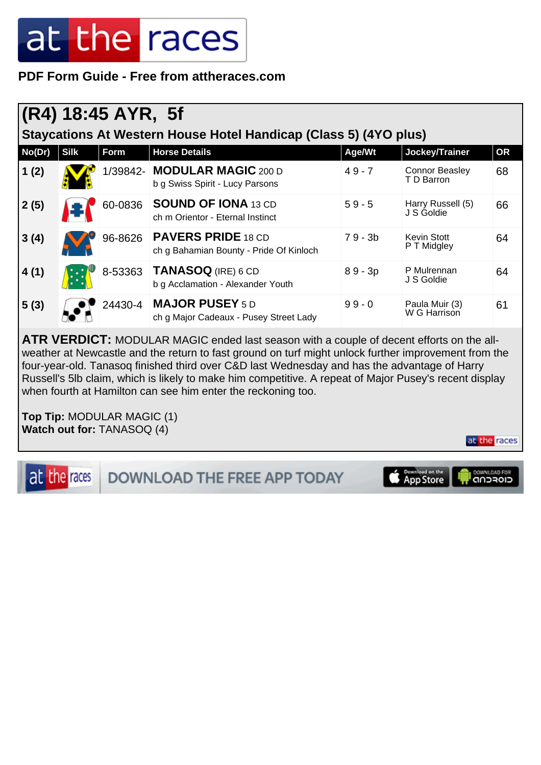PDF Form Guide - Free from attheraces.com

## (R4) 18:45 AYR, 5f

### Staycations At Western House Hotel Handicap (Class 5) (4YO plus)

| No(Dr) | Silk | Form | Horse Details | Age/Wt | Jockey/Trainer | OR |
|---|---|---|---|---|---|---|
| 1 (2) | | 1/39842- | **MODULAR MAGIC** 200 D<br>b g Swiss Spirit - Lucy Parsons | 4 9 - 7 | Connor Beasley<br>T D Barron | 68 |
| 2 (5) | | 60-0836 | **SOUND OF IONA** 13 CD<br>ch m Orientor - Eternal Instinct | 5 9 - 5 | Harry Russell (5)<br>J S Goldie | 66 |
| 3 (4) | | 96-8626 | **PAVERS PRIDE** 18 CD<br>ch g Bahamian Bounty - Pride Of Kinloch | 7 9 - 3b | Kevin Stott<br>P T Midgley | 64 |
| 4 (1) | | 8-53363 | **TANASOQ** (IRE) 6 CD<br>b g Acclamation - Alexander Youth | 8 9 - 3p | P Mulrennan<br>J S Goldie | 64 |
| 5 (3) | | 24430-4 | **MAJOR PUSEY** 5 D<br>ch g Major Cadeaux - Pusey Street Lady | 9 9 - 0 | Paula Muir (3)<br>W G Harrison | 61 |

**ATR VERDICT:** MODULAR MAGIC ended last season with a couple of decent efforts on the all-weather at Newcastle and the return to fast ground on turf might unlock further improvement from the four-year-old. Tanasoq finished third over C&D last Wednesday and has the advantage of Harry Russell's 5lb claim, which is likely to make him competitive. A repeat of Major Pusey's recent display when fourth at Hamilton can see him enter the reckoning too.

**Top Tip:** MODULAR MAGIC (1)
**Watch out for:** TANASOQ (4)

DOWNLOAD THE FREE APP TODAY